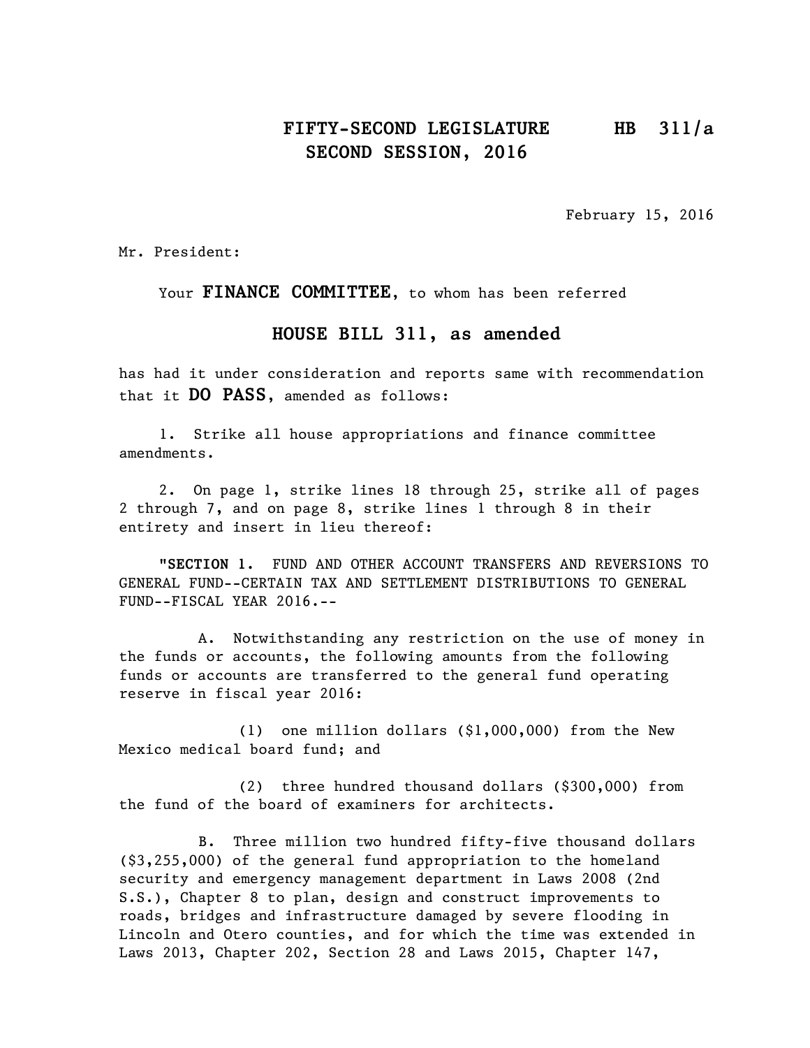# FIFTY-SECOND LEGISLATURE HB 311/a
## SECOND SESSION, 2016

February 15, 2016

Mr. President:

Your **FINANCE COMMITTEE**, to whom has been referred

## HOUSE BILL 311, as amended

has had it under consideration and reports same with recommendation that it **DO PASS**, amended as follows:

1. Strike all house appropriations and finance committee amendments.

2. On page 1, strike lines 18 through 25, strike all of pages 2 through 7, and on page 8, strike lines 1 through 8 in their entirety and insert in lieu thereof:

"**SECTION 1.** FUND AND OTHER ACCOUNT TRANSFERS AND REVERSIONS TO GENERAL FUND--CERTAIN TAX AND SETTLEMENT DISTRIBUTIONS TO GENERAL FUND--FISCAL YEAR 2016.--

A. Notwithstanding any restriction on the use of money in the funds or accounts, the following amounts from the following funds or accounts are transferred to the general fund operating reserve in fiscal year 2016:

(1) one million dollars ($1,000,000) from the New Mexico medical board fund; and

(2) three hundred thousand dollars ($300,000) from the fund of the board of examiners for architects.

B. Three million two hundred fifty-five thousand dollars ($3,255,000) of the general fund appropriation to the homeland security and emergency management department in Laws 2008 (2nd S.S.), Chapter 8 to plan, design and construct improvements to roads, bridges and infrastructure damaged by severe flooding in Lincoln and Otero counties, and for which the time was extended in Laws 2013, Chapter 202, Section 28 and Laws 2015, Chapter 147,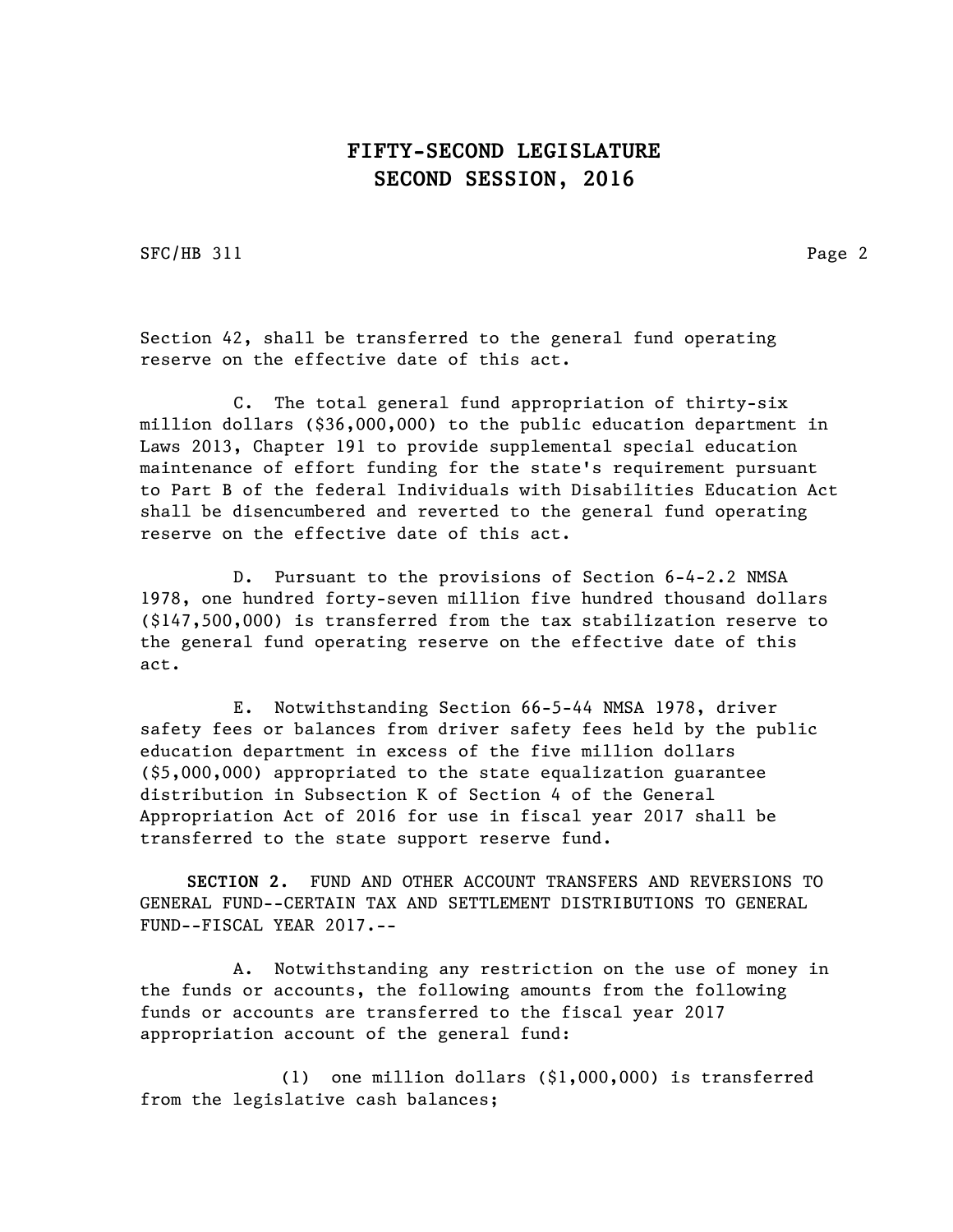Section 42, shall be transferred to the general fund operating reserve on the effective date of this act.

C. The total general fund appropriation of thirty-six million dollars ($36,000,000) to the public education department in Laws 2013, Chapter 191 to provide supplemental special education maintenance of effort funding for the state's requirement pursuant to Part B of the federal Individuals with Disabilities Education Act shall be disencumbered and reverted to the general fund operating reserve on the effective date of this act.

D. Pursuant to the provisions of Section 6-4-2.2 NMSA 1978, one hundred forty-seven million five hundred thousand dollars ($147,500,000) is transferred from the tax stabilization reserve to the general fund operating reserve on the effective date of this act.

E. Notwithstanding Section 66-5-44 NMSA 1978, driver safety fees or balances from driver safety fees held by the public education department in excess of the five million dollars ($5,000,000) appropriated to the state equalization guarantee distribution in Subsection K of Section 4 of the General Appropriation Act of 2016 for use in fiscal year 2017 shall be transferred to the state support reserve fund.

**SECTION 2.** FUND AND OTHER ACCOUNT TRANSFERS AND REVERSIONS TO GENERAL FUND--CERTAIN TAX AND SETTLEMENT DISTRIBUTIONS TO GENERAL FUND--FISCAL YEAR 2017.--

A. Notwithstanding any restriction on the use of money in the funds or accounts, the following amounts from the following funds or accounts are transferred to the fiscal year 2017 appropriation account of the general fund:

(1) one million dollars ($1,000,000) is transferred from the legislative cash balances;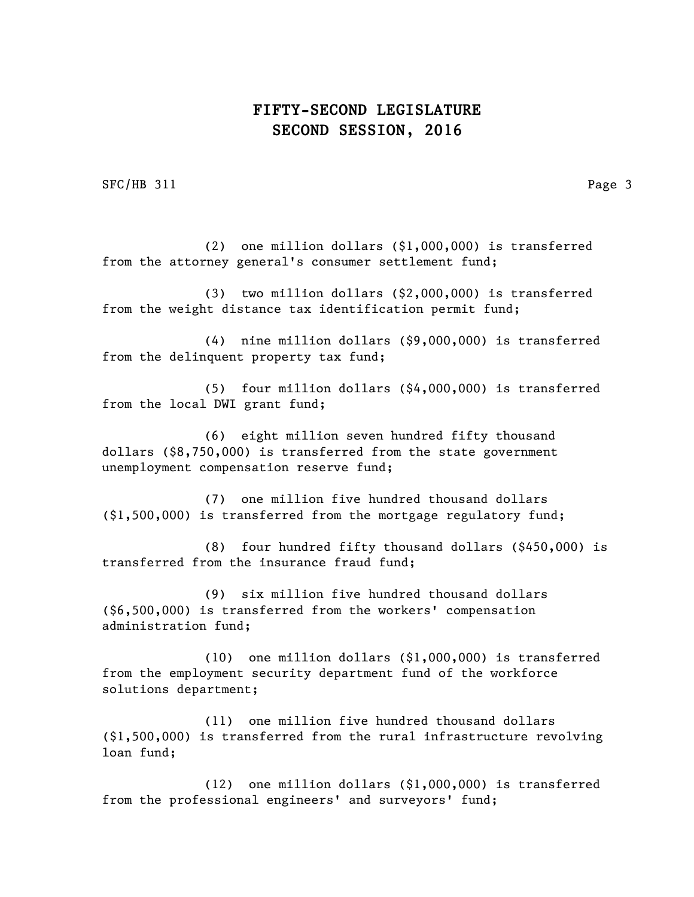(2) one million dollars ($1,000,000) is transferred from the attorney general's consumer settlement fund;

(3) two million dollars ($2,000,000) is transferred from the weight distance tax identification permit fund;

(4) nine million dollars ($9,000,000) is transferred from the delinquent property tax fund;

(5) four million dollars ($4,000,000) is transferred from the local DWI grant fund;

(6) eight million seven hundred fifty thousand dollars ($8,750,000) is transferred from the state government unemployment compensation reserve fund;

(7) one million five hundred thousand dollars ($1,500,000) is transferred from the mortgage regulatory fund;

(8) four hundred fifty thousand dollars ($450,000) is transferred from the insurance fraud fund;

(9) six million five hundred thousand dollars ($6,500,000) is transferred from the workers' compensation administration fund;

(10) one million dollars ($1,000,000) is transferred from the employment security department fund of the workforce solutions department;

(11) one million five hundred thousand dollars ($1,500,000) is transferred from the rural infrastructure revolving loan fund;

(12) one million dollars ($1,000,000) is transferred from the professional engineers' and surveyors' fund;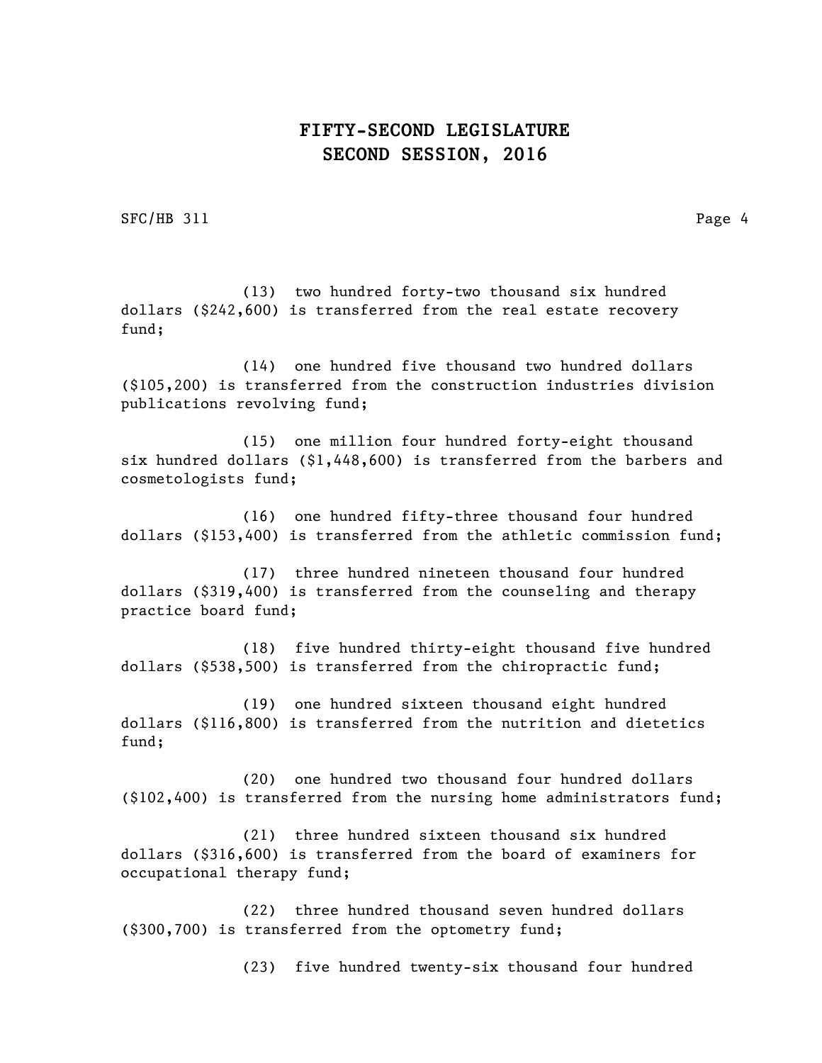(13) two hundred forty-two thousand six hundred dollars ($242,600) is transferred from the real estate recovery fund;

(14) one hundred five thousand two hundred dollars ($105,200) is transferred from the construction industries division publications revolving fund;

(15) one million four hundred forty-eight thousand six hundred dollars ($1,448,600) is transferred from the barbers and cosmetologists fund;

(16) one hundred fifty-three thousand four hundred dollars ($153,400) is transferred from the athletic commission fund;

(17) three hundred nineteen thousand four hundred dollars ($319,400) is transferred from the counseling and therapy practice board fund;

(18) five hundred thirty-eight thousand five hundred dollars ($538,500) is transferred from the chiropractic fund;

(19) one hundred sixteen thousand eight hundred dollars ($116,800) is transferred from the nutrition and dietetics fund;

(20) one hundred two thousand four hundred dollars ($102,400) is transferred from the nursing home administrators fund;

(21) three hundred sixteen thousand six hundred dollars ($316,600) is transferred from the board of examiners for occupational therapy fund;

(22) three hundred thousand seven hundred dollars ($300,700) is transferred from the optometry fund;

(23) five hundred twenty-six thousand four hundred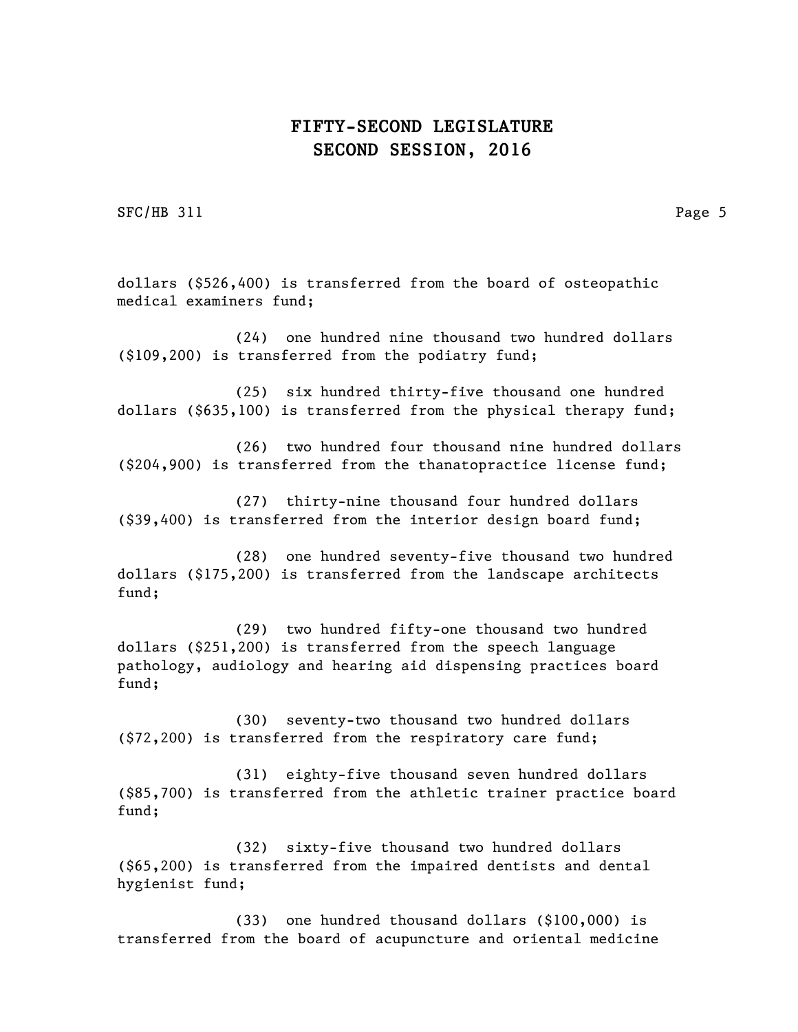dollars ($526,400) is transferred from the board of osteopathic medical examiners fund;

(24) one hundred nine thousand two hundred dollars ($109,200) is transferred from the podiatry fund;

(25) six hundred thirty-five thousand one hundred dollars ($635,100) is transferred from the physical therapy fund;

(26) two hundred four thousand nine hundred dollars ($204,900) is transferred from the thanatopractice license fund;

(27) thirty-nine thousand four hundred dollars ($39,400) is transferred from the interior design board fund;

(28) one hundred seventy-five thousand two hundred dollars ($175,200) is transferred from the landscape architects fund;

(29) two hundred fifty-one thousand two hundred dollars ($251,200) is transferred from the speech language pathology, audiology and hearing aid dispensing practices board fund;

(30) seventy-two thousand two hundred dollars ($72,200) is transferred from the respiratory care fund;

(31) eighty-five thousand seven hundred dollars ($85,700) is transferred from the athletic trainer practice board fund;

(32) sixty-five thousand two hundred dollars ($65,200) is transferred from the impaired dentists and dental hygienist fund;

(33) one hundred thousand dollars ($100,000) is transferred from the board of acupuncture and oriental medicine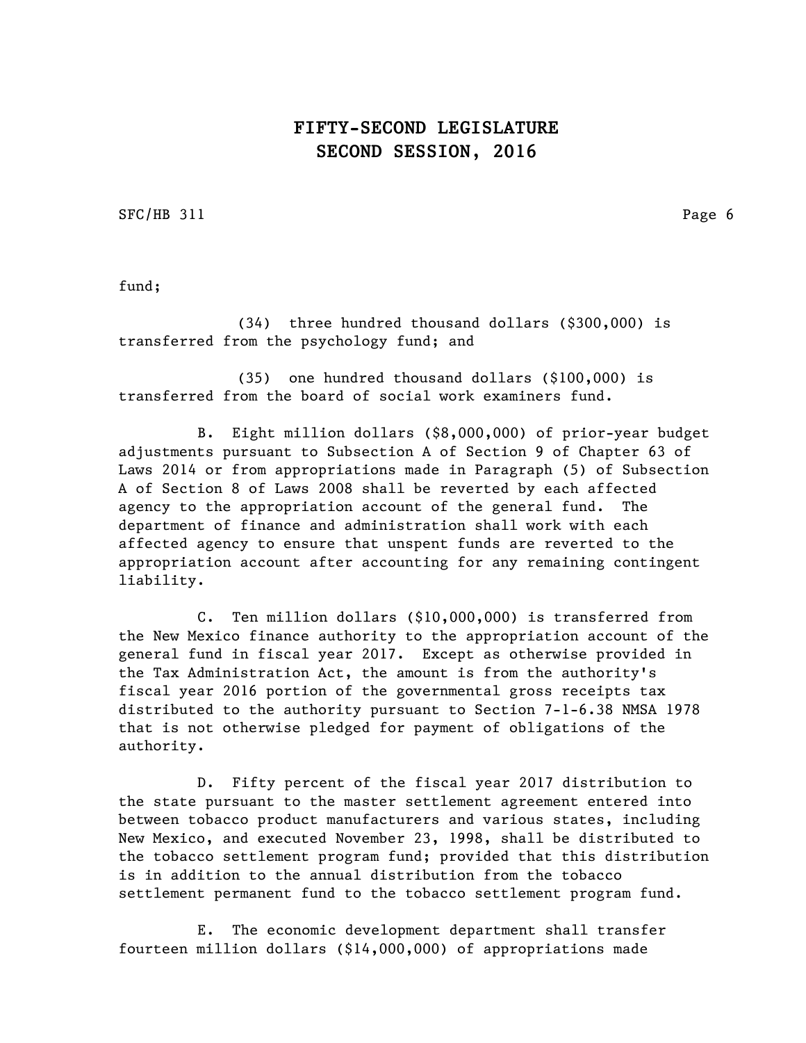fund;

(34) three hundred thousand dollars ($300,000) is transferred from the psychology fund; and

(35) one hundred thousand dollars ($100,000) is transferred from the board of social work examiners fund.

B. Eight million dollars ($8,000,000) of prior-year budget adjustments pursuant to Subsection A of Section 9 of Chapter 63 of Laws 2014 or from appropriations made in Paragraph (5) of Subsection A of Section 8 of Laws 2008 shall be reverted by each affected agency to the appropriation account of the general fund. The department of finance and administration shall work with each affected agency to ensure that unspent funds are reverted to the appropriation account after accounting for any remaining contingent liability.

C. Ten million dollars ($10,000,000) is transferred from the New Mexico finance authority to the appropriation account of the general fund in fiscal year 2017. Except as otherwise provided in the Tax Administration Act, the amount is from the authority's fiscal year 2016 portion of the governmental gross receipts tax distributed to the authority pursuant to Section 7-1-6.38 NMSA 1978 that is not otherwise pledged for payment of obligations of the authority.

D. Fifty percent of the fiscal year 2017 distribution to the state pursuant to the master settlement agreement entered into between tobacco product manufacturers and various states, including New Mexico, and executed November 23, 1998, shall be distributed to the tobacco settlement program fund; provided that this distribution is in addition to the annual distribution from the tobacco settlement permanent fund to the tobacco settlement program fund.

E. The economic development department shall transfer fourteen million dollars ($14,000,000) of appropriations made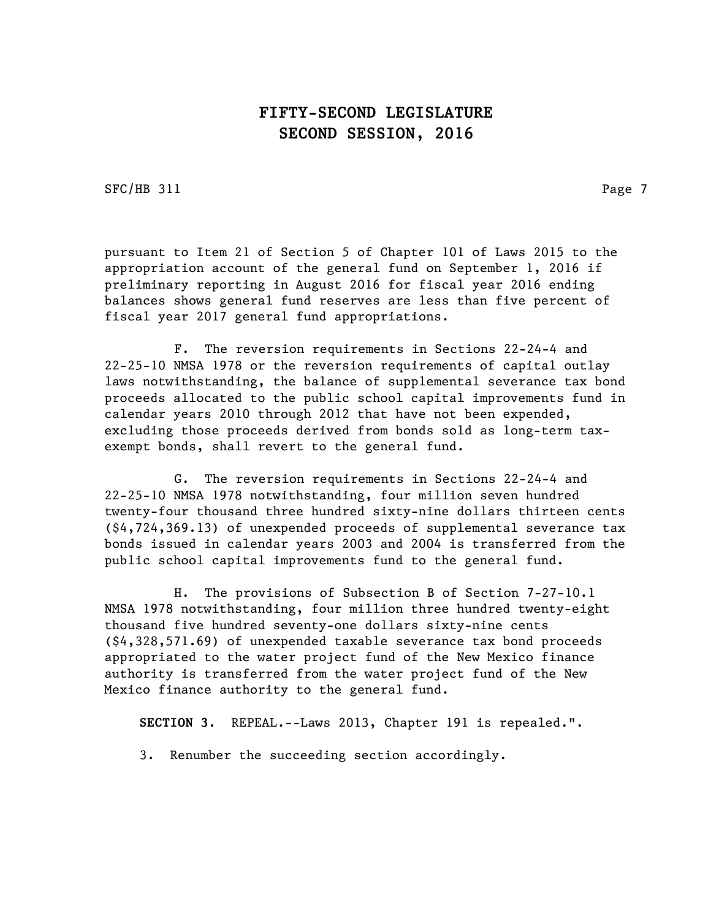pursuant to Item 21 of Section 5 of Chapter 101 of Laws 2015 to the appropriation account of the general fund on September 1, 2016 if preliminary reporting in August 2016 for fiscal year 2016 ending balances shows general fund reserves are less than five percent of fiscal year 2017 general fund appropriations.

F. The reversion requirements in Sections 22-24-4 and 22-25-10 NMSA 1978 or the reversion requirements of capital outlay laws notwithstanding, the balance of supplemental severance tax bond proceeds allocated to the public school capital improvements fund in calendar years 2010 through 2012 that have not been expended, excluding those proceeds derived from bonds sold as long-term tax-exempt bonds, shall revert to the general fund.

G. The reversion requirements in Sections 22-24-4 and 22-25-10 NMSA 1978 notwithstanding, four million seven hundred twenty-four thousand three hundred sixty-nine dollars thirteen cents ($4,724,369.13) of unexpended proceeds of supplemental severance tax bonds issued in calendar years 2003 and 2004 is transferred from the public school capital improvements fund to the general fund.

H. The provisions of Subsection B of Section 7-27-10.1 NMSA 1978 notwithstanding, four million three hundred twenty-eight thousand five hundred seventy-one dollars sixty-nine cents ($4,328,571.69) of unexpended taxable severance tax bond proceeds appropriated to the water project fund of the New Mexico finance authority is transferred from the water project fund of the New Mexico finance authority to the general fund.

**SECTION 3.** REPEAL.--Laws 2013, Chapter 191 is repealed.".

3. Renumber the succeeding section accordingly.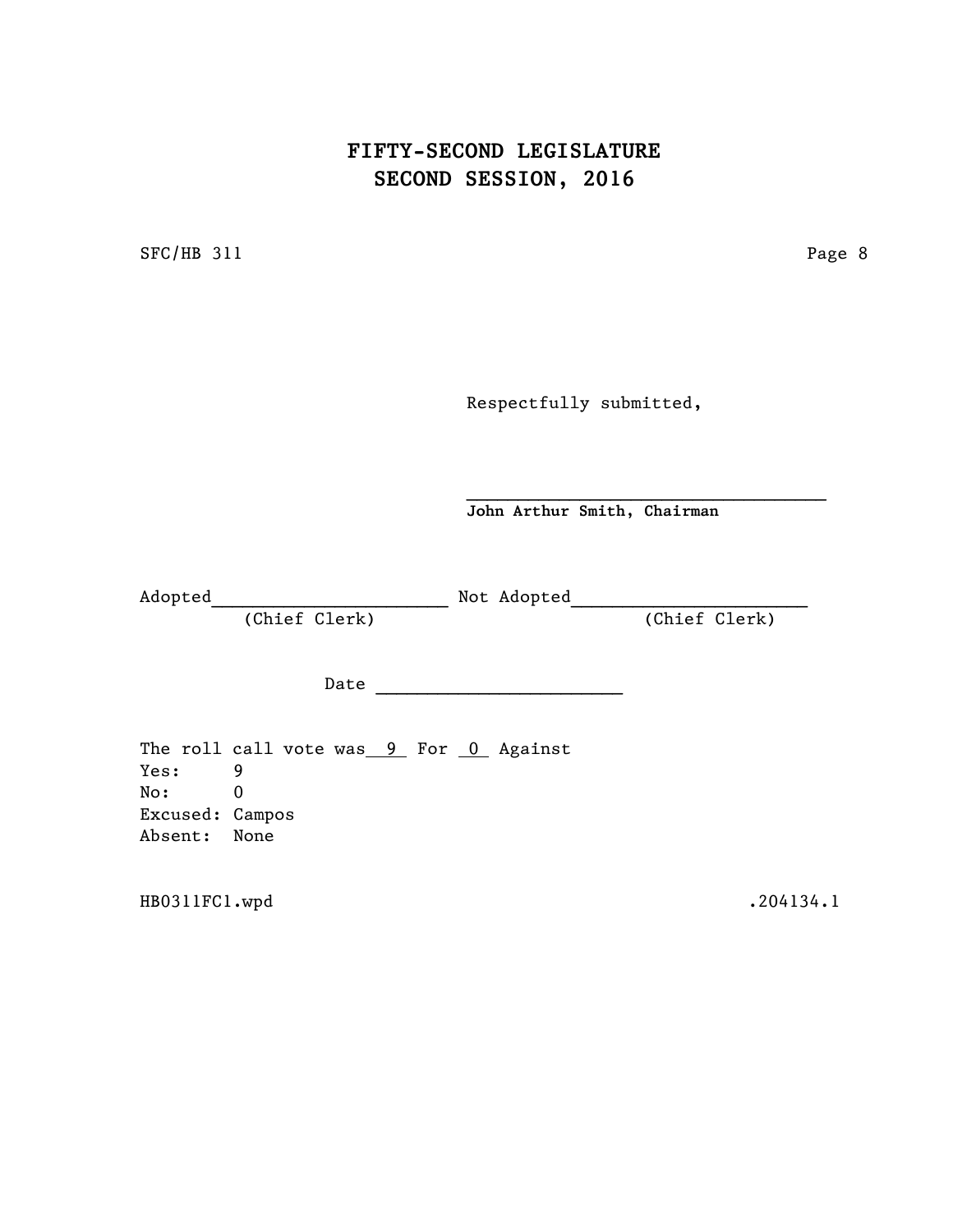# FIFTY-SECOND LEGISLATURE
# SECOND SESSION, 2016

SFC/HB 311

Respectfully submitted,

___________________________________

**John Arthur Smith, Chairman**

Adopted______________________ Not Adopted______________________
(Chief Clerk) (Chief Clerk)

Date ________________________

The roll call vote was 9 For 0 Against
Yes: 9
No: 0
Excused: Campos
Absent: None

HB0311FC1.wpd .204134.1